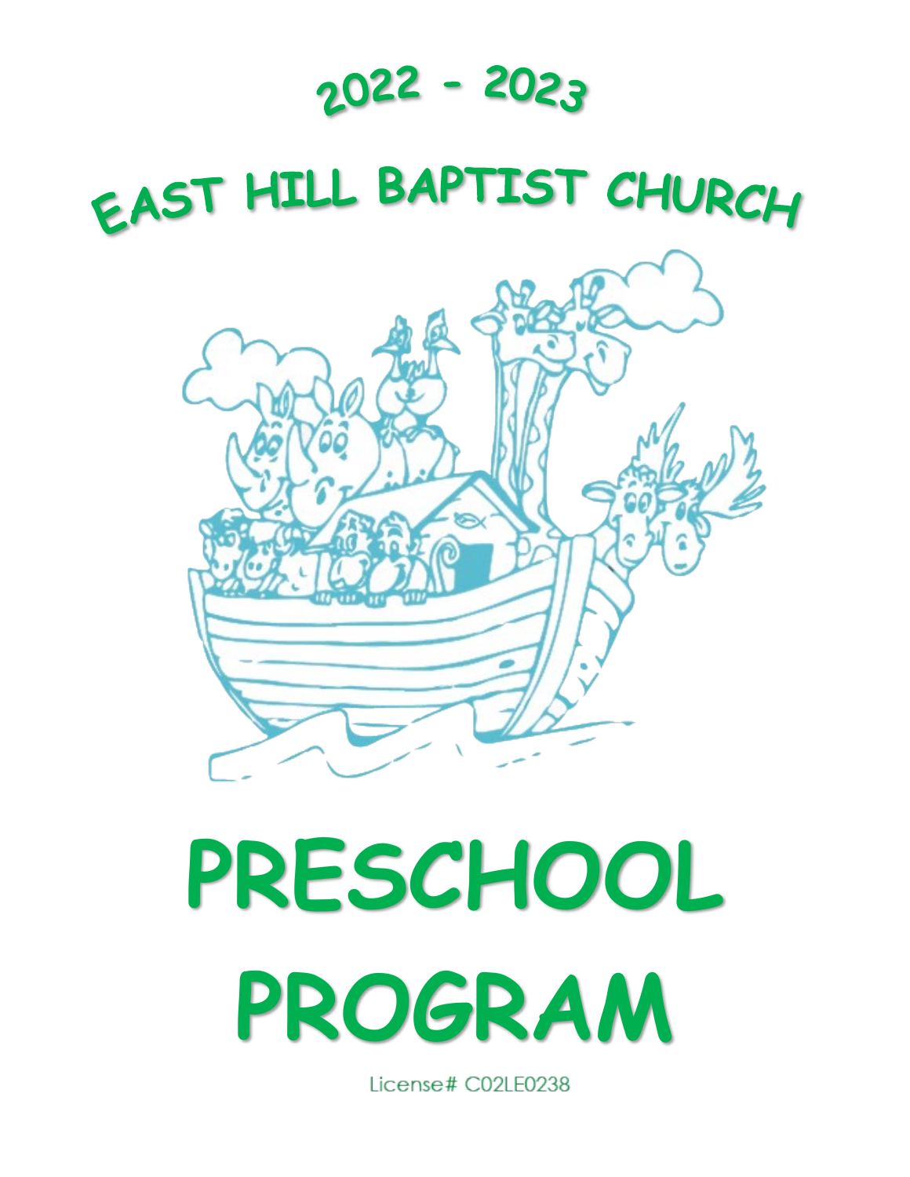# 2022 - 2023

# EAST HILL BAPTIST CHURCH

# PRESCHOOL PROGRAM

License# C02LE0238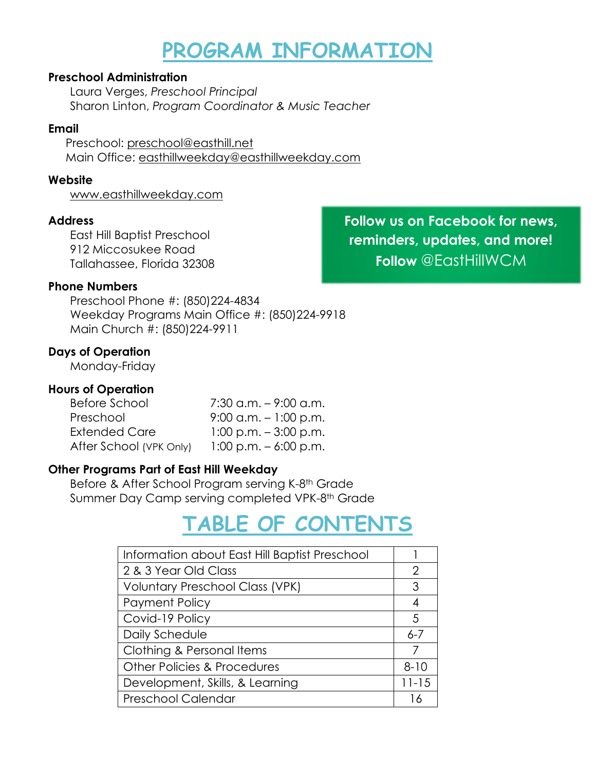# PROGRAM INFORMATION

**Preschool Administration**

Laura Verges, *Preschool Principal*
Sharon Linton, *Program Coordinator & Music Teacher*

**Email**

Preschool: preschool@easthill.net
Main Office: easthillweekday@easthillweekday.com

**Website**

www.easthillweekday.com

**Address**

East Hill Baptist Preschool
912 Miccosukee Road
Tallahassee, Florida 32308

**Follow us on Facebook for news, reminders, updates, and more!**
**Follow** @EastHillWCM

**Phone Numbers**

Preschool Phone #: (850)224-4834
Weekday Programs Main Office #: (850)224-9918
Main Church #: (850)224-9911

**Days of Operation**

Monday-Friday

**Hours of Operation**

| | |
|---|---|
| Before School | 7:30 a.m. – 9:00 a.m. |
| Preschool | 9:00 a.m. – 1:00 p.m. |
| Extended Care | 1:00 p.m. – 3:00 p.m. |
| After School (VPK Only) | 1:00 p.m. – 6:00 p.m. |

**Other Programs Part of East Hill Weekday**

Before & After School Program serving K-8th Grade
Summer Day Camp serving completed VPK-8th Grade

# TABLE OF CONTENTS

| | |
|---|---|
| Information about East Hill Baptist Preschool | 1 |
| 2 & 3 Year Old Class | 2 |
| Voluntary Preschool Class (VPK) | 3 |
| Payment Policy | 4 |
| Covid-19 Policy | 5 |
| Daily Schedule | 6-7 |
| Clothing & Personal Items | 7 |
| Other Policies & Procedures | 8-10 |
| Development, Skills, & Learning | 11-15 |
| Preschool Calendar | 16 |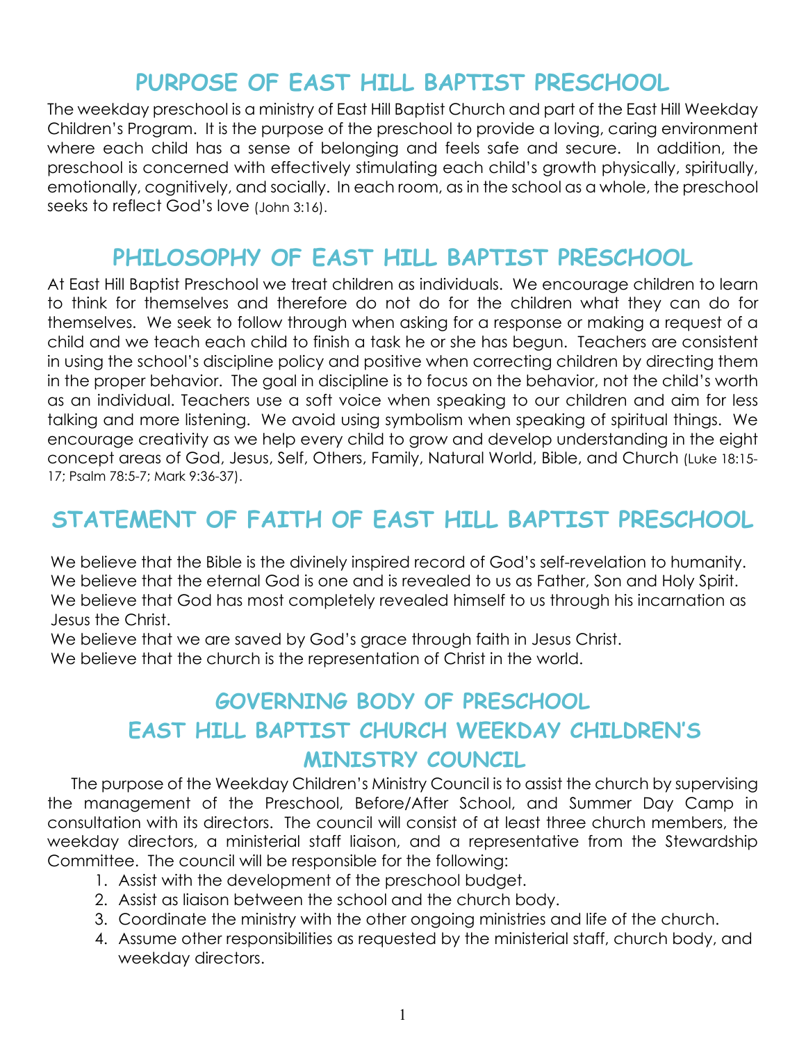# PURPOSE OF EAST HILL BAPTIST PRESCHOOL

The weekday preschool is a ministry of East Hill Baptist Church and part of the East Hill Weekday Children's Program. It is the purpose of the preschool to provide a loving, caring environment where each child has a sense of belonging and feels safe and secure. In addition, the preschool is concerned with effectively stimulating each child's growth physically, spiritually, emotionally, cognitively, and socially. In each room, as in the school as a whole, the preschool seeks to reflect God's love (John 3:16).

# PHILOSOPHY OF EAST HILL BAPTIST PRESCHOOL

At East Hill Baptist Preschool we treat children as individuals. We encourage children to learn to think for themselves and therefore do not do for the children what they can do for themselves. We seek to follow through when asking for a response or making a request of a child and we teach each child to finish a task he or she has begun. Teachers are consistent in using the school's discipline policy and positive when correcting children by directing them in the proper behavior. The goal in discipline is to focus on the behavior, not the child's worth as an individual. Teachers use a soft voice when speaking to our children and aim for less talking and more listening. We avoid using symbolism when speaking of spiritual things. We encourage creativity as we help every child to grow and develop understanding in the eight concept areas of God, Jesus, Self, Others, Family, Natural World, Bible, and Church (Luke 18:15-17; Psalm 78:5-7; Mark 9:36-37).

# STATEMENT OF FAITH OF EAST HILL BAPTIST PRESCHOOL

We believe that the Bible is the divinely inspired record of God's self-revelation to humanity.
We believe that the eternal God is one and is revealed to us as Father, Son and Holy Spirit.
We believe that God has most completely revealed himself to us through his incarnation as Jesus the Christ.
We believe that we are saved by God's grace through faith in Jesus Christ.
We believe that the church is the representation of Christ in the world.

# GOVERNING BODY OF PRESCHOOL EAST HILL BAPTIST CHURCH WEEKDAY CHILDREN'S MINISTRY COUNCIL

The purpose of the Weekday Children's Ministry Council is to assist the church by supervising the management of the Preschool, Before/After School, and Summer Day Camp in consultation with its directors. The council will consist of at least three church members, the weekday directors, a ministerial staff liaison, and a representative from the Stewardship Committee. The council will be responsible for the following:

1. Assist with the development of the preschool budget.
2. Assist as liaison between the school and the church body.
3. Coordinate the ministry with the other ongoing ministries and life of the church.
4. Assume other responsibilities as requested by the ministerial staff, church body, and weekday directors.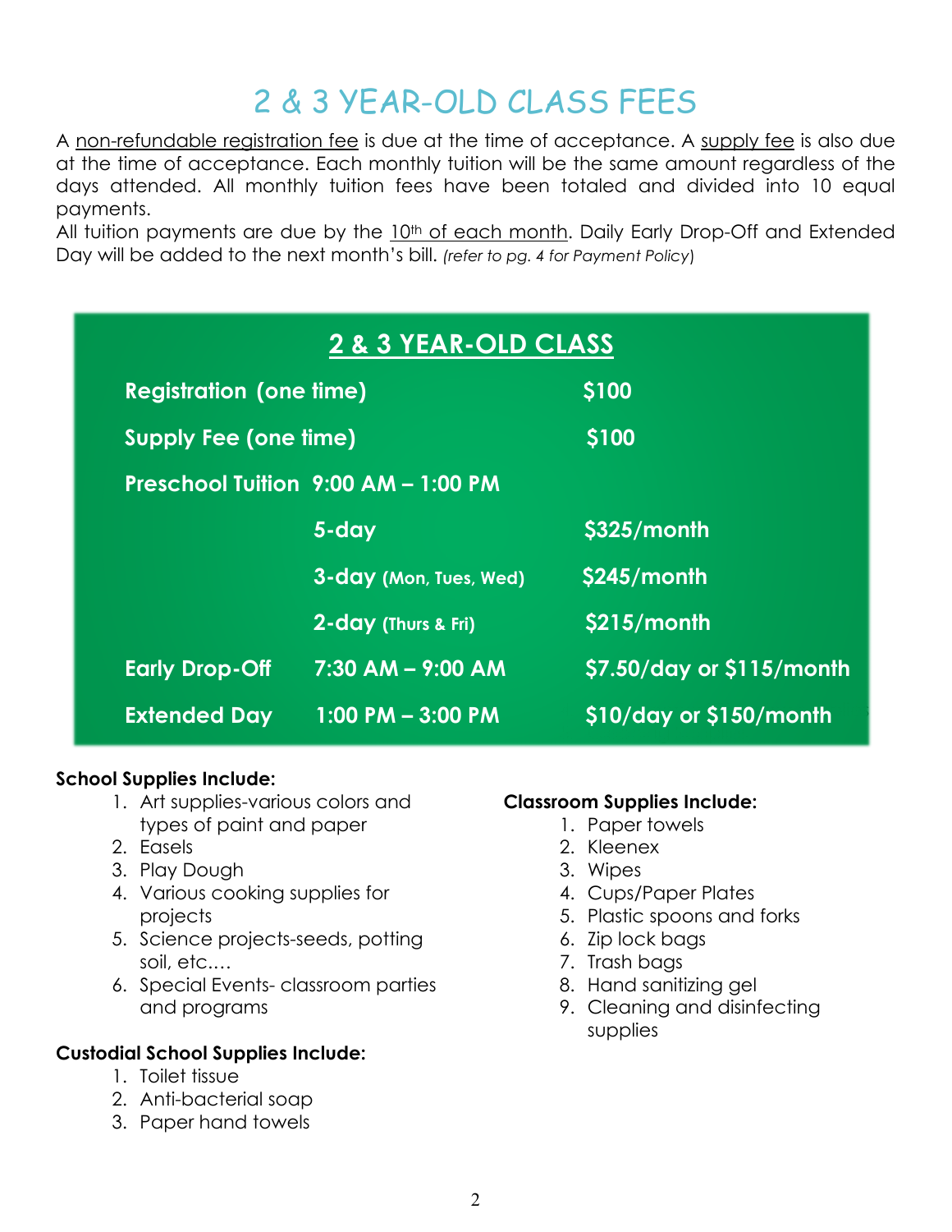# 2 & 3 YEAR-OLD CLASS FEES

A non-refundable registration fee is due at the time of acceptance. A supply fee is also due at the time of acceptance. Each monthly tuition will be the same amount regardless of the days attended. All monthly tuition fees have been totaled and divided into 10 equal payments.

All tuition payments are due by the 10th of each month. Daily Early Drop-Off and Extended Day will be added to the next month's bill. *(refer to pg. 4 for Payment Policy)*

## 2 & 3 YEAR-OLD CLASS

| | | |
|---|---|---|
| **Registration (one time)** | | **$100** |
| **Supply Fee (one time)** | | **$100** |
| **Preschool Tuition** | **9:00 AM – 1:00 PM** | |
| | **5-day** | **$325/month** |
| | **3-day (Mon, Tues, Wed)** | **$245/month** |
| | **2-day (Thurs & Fri)** | **$215/month** |
| **Early Drop-Off** | **7:30 AM – 9:00 AM** | **$7.50/day or $115/month** |
| **Extended Day** | **1:00 PM – 3:00 PM** | **$10/day or $150/month** |

**School Supplies Include:**

1. Art supplies-various colors and types of paint and paper
2. Easels
3. Play Dough
4. Various cooking supplies for projects
5. Science projects-seeds, potting soil, etc.…
6. Special Events- classroom parties and programs

**Custodial School Supplies Include:**

1. Toilet tissue
2. Anti-bacterial soap
3. Paper hand towels

**Classroom Supplies Include:**

1. Paper towels
2. Kleenex
3. Wipes
4. Cups/Paper Plates
5. Plastic spoons and forks
6. Zip lock bags
7. Trash bags
8. Hand sanitizing gel
9. Cleaning and disinfecting supplies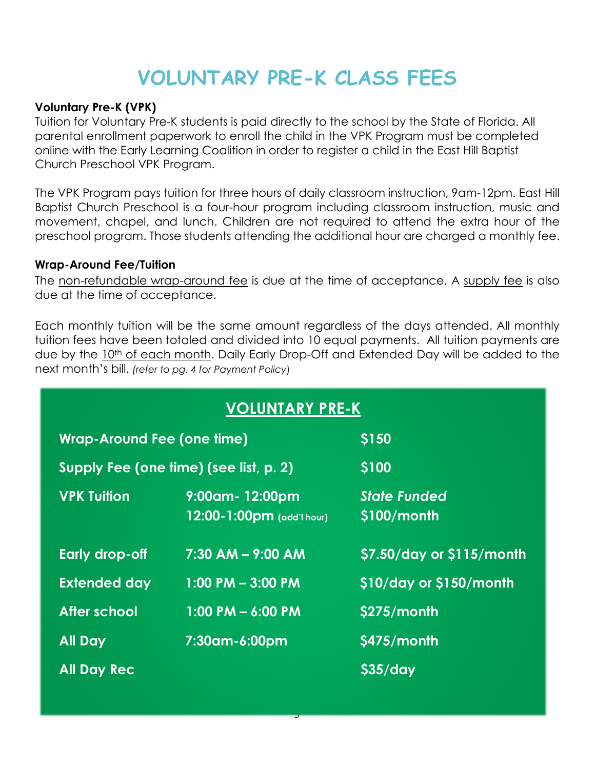# VOLUNTARY PRE-K CLASS FEES

**Voluntary Pre-K (VPK)**

Tuition for Voluntary Pre-K students is paid directly to the school by the State of Florida. All parental enrollment paperwork to enroll the child in the VPK Program must be completed online with the Early Learning Coalition in order to register a child in the East Hill Baptist Church Preschool VPK Program.

The VPK Program pays tuition for three hours of daily classroom instruction, 9am-12pm. East Hill Baptist Church Preschool is a four-hour program including classroom instruction, music and movement, chapel, and lunch. Children are not required to attend the extra hour of the preschool program. Those students attending the additional hour are charged a monthly fee.

**Wrap-Around Fee/Tuition**

The non-refundable wrap-around fee is due at the time of acceptance. A supply fee is also due at the time of acceptance.

Each monthly tuition will be the same amount regardless of the days attended. All monthly tuition fees have been totaled and divided into 10 equal payments. All tuition payments are due by the 10th of each month. Daily Early Drop-Off and Extended Day will be added to the next month's bill. *(refer to pg. 4 for Payment Policy)*

## VOLUNTARY PRE-K

| | | |
|---|---|---|
| **Wrap-Around Fee (one time)** | | **$150** |
| **Supply Fee (one time) (see list, p. 2)** | | **$100** |
| **VPK Tuition** | **9:00am- 12:00pm** | ***State Funded*** |
| | **12:00-1:00pm (add'l hour)** | **$100/month** |
| **Early drop-off** | **7:30 AM – 9:00 AM** | **$7.50/day or $115/month** |
| **Extended day** | **1:00 PM – 3:00 PM** | **$10/day or $150/month** |
| **After school** | **1:00 PM – 6:00 PM** | **$275/month** |
| **All Day** | **7:30am-6:00pm** | **$475/month** |
| **All Day Rec** | | **$35/day** |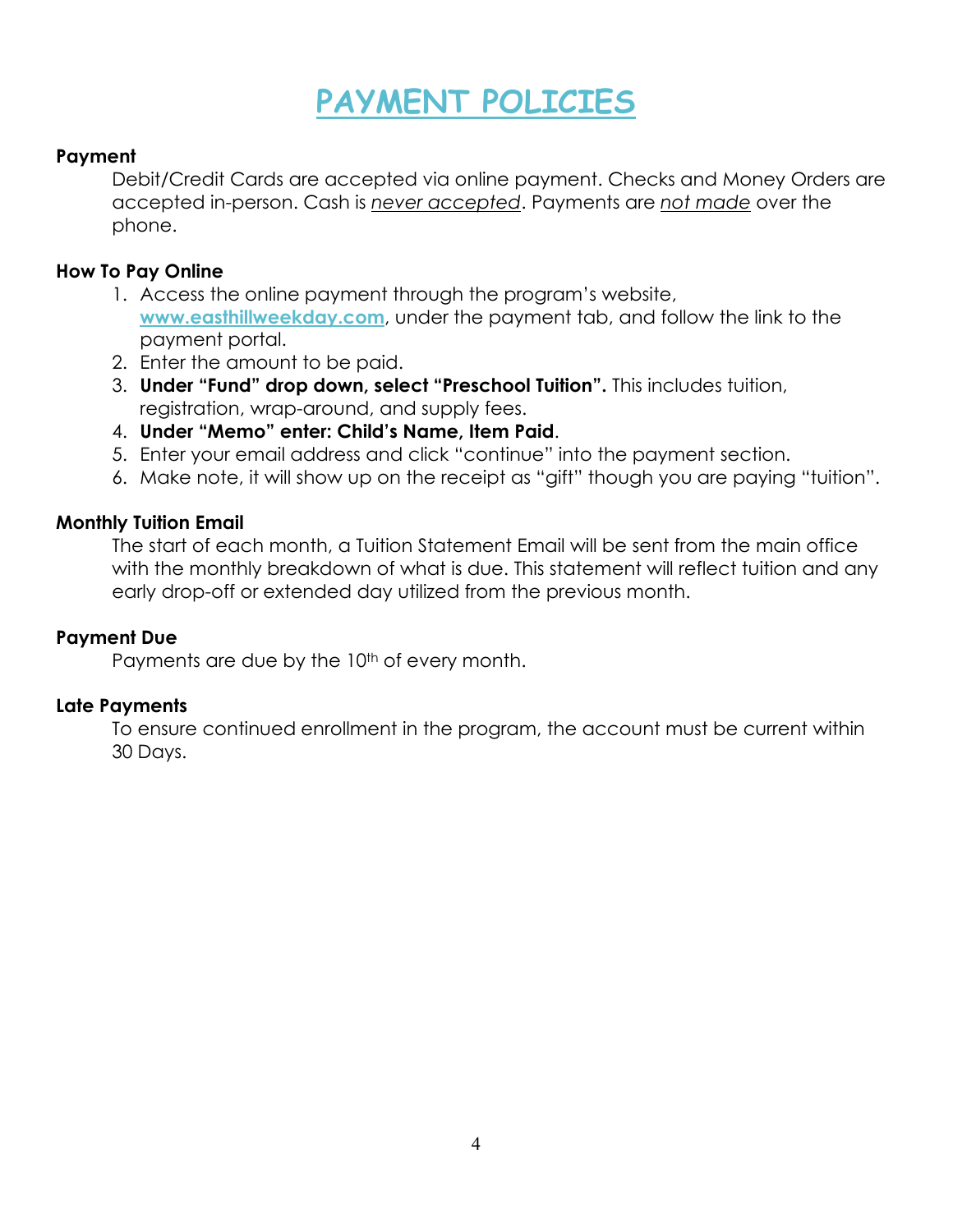# PAYMENT POLICIES

**Payment**

Debit/Credit Cards are accepted via online payment. Checks and Money Orders are accepted in-person. Cash is *never accepted*. Payments are *not made* over the phone.

**How To Pay Online**

1. Access the online payment through the program's website, **www.easthillweekday.com**, under the payment tab, and follow the link to the payment portal.
2. Enter the amount to be paid.
3. **Under "Fund" drop down, select "Preschool Tuition".** This includes tuition, registration, wrap-around, and supply fees.
4. **Under "Memo" enter: Child's Name, Item Paid**.
5. Enter your email address and click "continue" into the payment section.
6. Make note, it will show up on the receipt as "gift" though you are paying "tuition".

**Monthly Tuition Email**

The start of each month, a Tuition Statement Email will be sent from the main office with the monthly breakdown of what is due. This statement will reflect tuition and any early drop-off or extended day utilized from the previous month.

**Payment Due**

Payments are due by the 10th of every month.

**Late Payments**

To ensure continued enrollment in the program, the account must be current within 30 Days.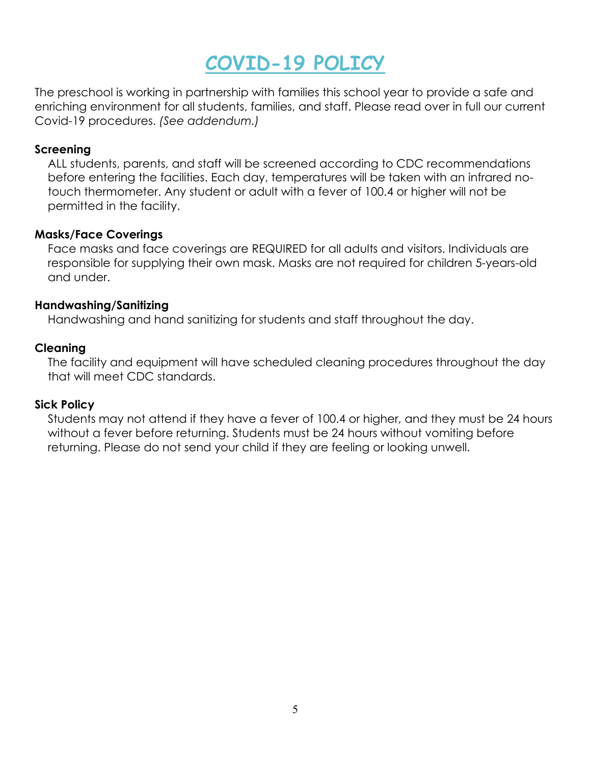# COVID-19 POLICY

The preschool is working in partnership with families this school year to provide a safe and enriching environment for all students, families, and staff. Please read over in full our current Covid-19 procedures. *(See addendum.)*

**Screening**

ALL students, parents, and staff will be screened according to CDC recommendations before entering the facilities. Each day, temperatures will be taken with an infrared no-touch thermometer. Any student or adult with a fever of 100.4 or higher will not be permitted in the facility.

**Masks/Face Coverings**

Face masks and face coverings are REQUIRED for all adults and visitors. Individuals are responsible for supplying their own mask. Masks are not required for children 5-years-old and under.

**Handwashing/Sanitizing**

Handwashing and hand sanitizing for students and staff throughout the day.

**Cleaning**

The facility and equipment will have scheduled cleaning procedures throughout the day that will meet CDC standards.

**Sick Policy**

Students may not attend if they have a fever of 100.4 or higher, and they must be 24 hours without a fever before returning. Students must be 24 hours without vomiting before returning. Please do not send your child if they are feeling or looking unwell.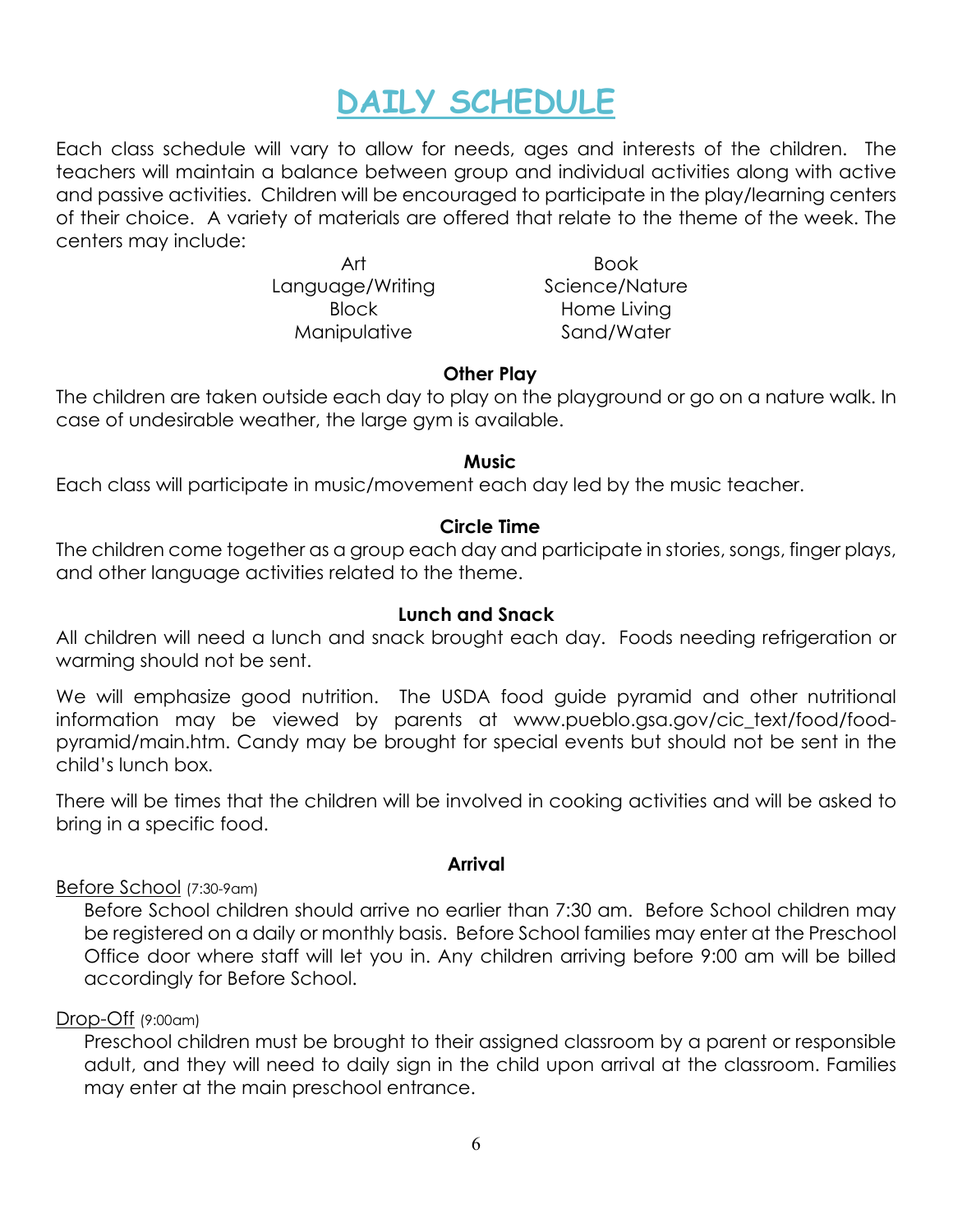# DAILY SCHEDULE

Each class schedule will vary to allow for needs, ages and interests of the children. The teachers will maintain a balance between group and individual activities along with active and passive activities. Children will be encouraged to participate in the play/learning centers of their choice. A variety of materials are offered that relate to the theme of the week. The centers may include:

| | |
|---|---|
| Art | Book |
| Language/Writing | Science/Nature |
| Block | Home Living |
| Manipulative | Sand/Water |

### Other Play

The children are taken outside each day to play on the playground or go on a nature walk. In case of undesirable weather, the large gym is available.

### Music

Each class will participate in music/movement each day led by the music teacher.

### Circle Time

The children come together as a group each day and participate in stories, songs, finger plays, and other language activities related to the theme.

### Lunch and Snack

All children will need a lunch and snack brought each day. Foods needing refrigeration or warming should not be sent.

We will emphasize good nutrition. The USDA food guide pyramid and other nutritional information may be viewed by parents at www.pueblo.gsa.gov/cic_text/food/food-pyramid/main.htm. Candy may be brought for special events but should not be sent in the child's lunch box.

There will be times that the children will be involved in cooking activities and will be asked to bring in a specific food.

### Arrival

Before School (7:30-9am)

Before School children should arrive no earlier than 7:30 am. Before School children may be registered on a daily or monthly basis. Before School families may enter at the Preschool Office door where staff will let you in. Any children arriving before 9:00 am will be billed accordingly for Before School.

Drop-Off (9:00am)

Preschool children must be brought to their assigned classroom by a parent or responsible adult, and they will need to daily sign in the child upon arrival at the classroom. Families may enter at the main preschool entrance.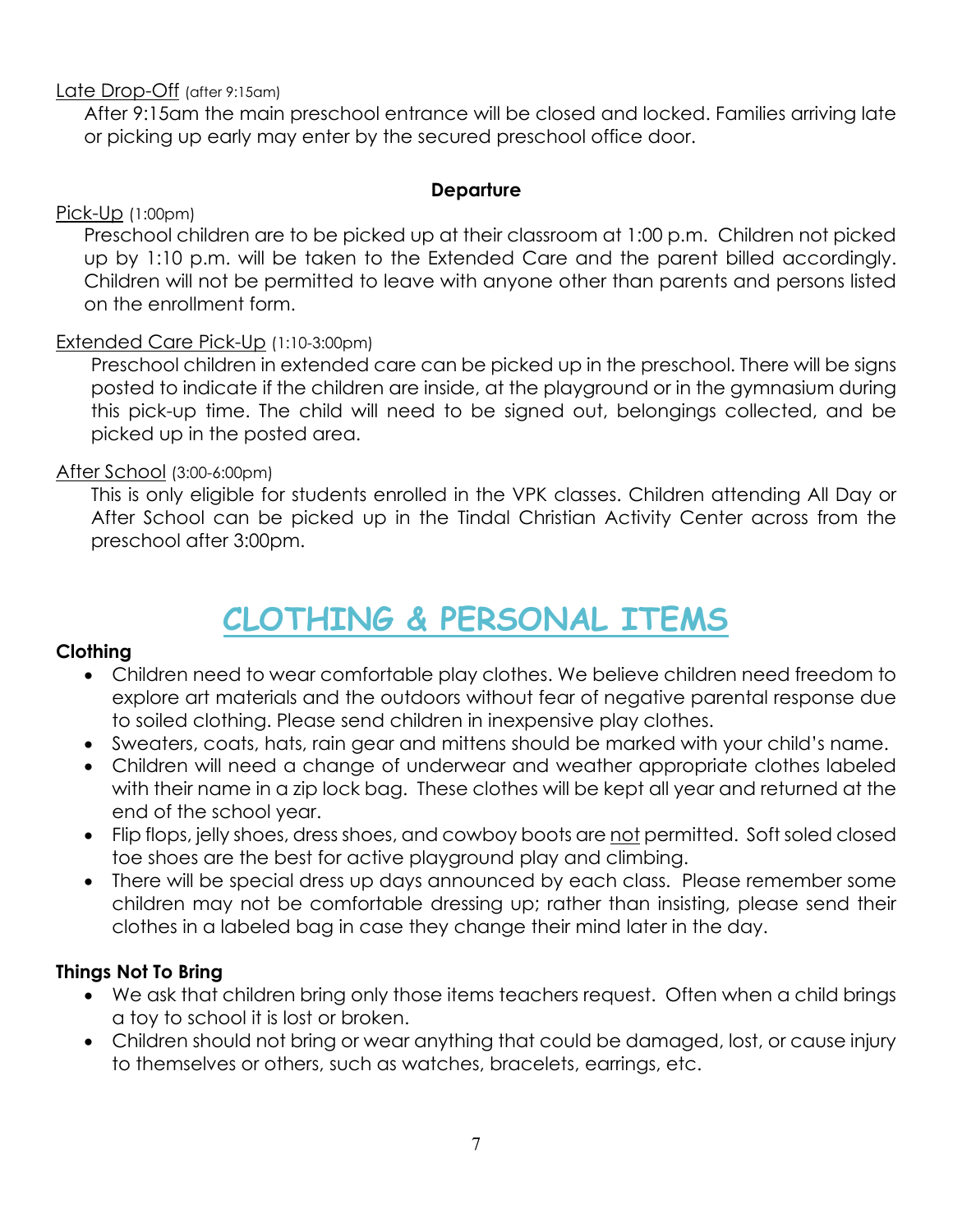Late Drop-Off (after 9:15am)

After 9:15am the main preschool entrance will be closed and locked. Families arriving late or picking up early may enter by the secured preschool office door.

**Departure**

Pick-Up (1:00pm)

Preschool children are to be picked up at their classroom at 1:00 p.m. Children not picked up by 1:10 p.m. will be taken to the Extended Care and the parent billed accordingly. Children will not be permitted to leave with anyone other than parents and persons listed on the enrollment form.

Extended Care Pick-Up (1:10-3:00pm)

Preschool children in extended care can be picked up in the preschool. There will be signs posted to indicate if the children are inside, at the playground or in the gymnasium during this pick-up time. The child will need to be signed out, belongings collected, and be picked up in the posted area.

After School (3:00-6:00pm)

This is only eligible for students enrolled in the VPK classes. Children attending All Day or After School can be picked up in the Tindal Christian Activity Center across from the preschool after 3:00pm.

# CLOTHING & PERSONAL ITEMS

**Clothing**

- Children need to wear comfortable play clothes. We believe children need freedom to explore art materials and the outdoors without fear of negative parental response due to soiled clothing. Please send children in inexpensive play clothes.
- Sweaters, coats, hats, rain gear and mittens should be marked with your child's name.
- Children will need a change of underwear and weather appropriate clothes labeled with their name in a zip lock bag. These clothes will be kept all year and returned at the end of the school year.
- Flip flops, jelly shoes, dress shoes, and cowboy boots are not permitted. Soft soled closed toe shoes are the best for active playground play and climbing.
- There will be special dress up days announced by each class. Please remember some children may not be comfortable dressing up; rather than insisting, please send their clothes in a labeled bag in case they change their mind later in the day.

**Things Not To Bring**

- We ask that children bring only those items teachers request. Often when a child brings a toy to school it is lost or broken.
- Children should not bring or wear anything that could be damaged, lost, or cause injury to themselves or others, such as watches, bracelets, earrings, etc.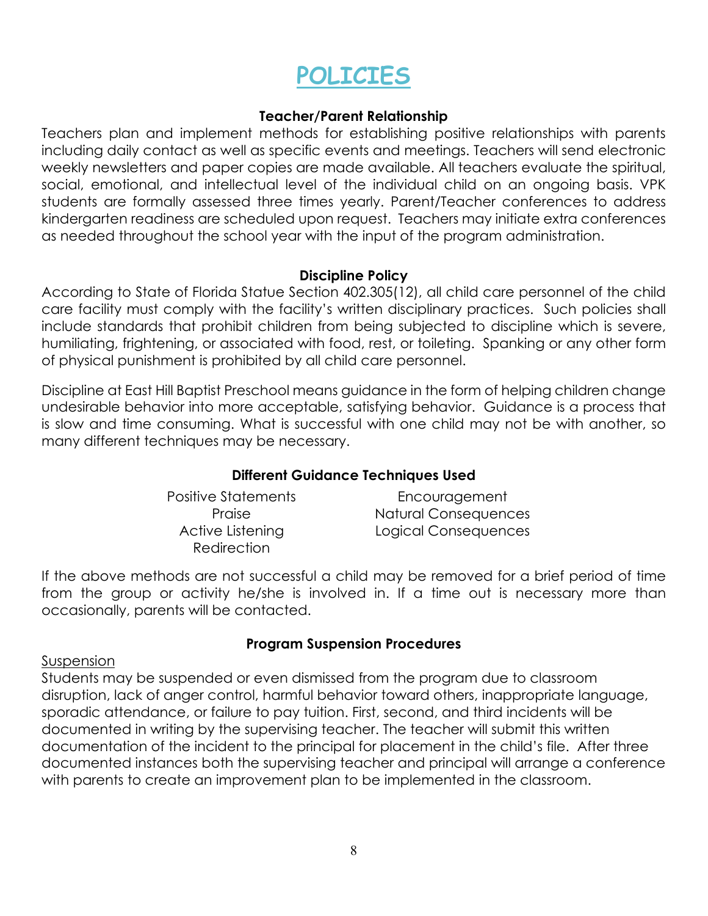# POLICIES

### Teacher/Parent Relationship

Teachers plan and implement methods for establishing positive relationships with parents including daily contact as well as specific events and meetings. Teachers will send electronic weekly newsletters and paper copies are made available. All teachers evaluate the spiritual, social, emotional, and intellectual level of the individual child on an ongoing basis. VPK students are formally assessed three times yearly. Parent/Teacher conferences to address kindergarten readiness are scheduled upon request. Teachers may initiate extra conferences as needed throughout the school year with the input of the program administration.

### Discipline Policy

According to State of Florida Statue Section 402.305(12), all child care personnel of the child care facility must comply with the facility's written disciplinary practices. Such policies shall include standards that prohibit children from being subjected to discipline which is severe, humiliating, frightening, or associated with food, rest, or toileting. Spanking or any other form of physical punishment is prohibited by all child care personnel.

Discipline at East Hill Baptist Preschool means guidance in the form of helping children change undesirable behavior into more acceptable, satisfying behavior. Guidance is a process that is slow and time consuming. What is successful with one child may not be with another, so many different techniques may be necessary.

### Different Guidance Techniques Used

- Positive Statements
- Praise
- Active Listening
- Redirection
- Encouragement
- Natural Consequences
- Logical Consequences

If the above methods are not successful a child may be removed for a brief period of time from the group or activity he/she is involved in. If a time out is necessary more than occasionally, parents will be contacted.

### Program Suspension Procedures

Suspension

Students may be suspended or even dismissed from the program due to classroom disruption, lack of anger control, harmful behavior toward others, inappropriate language, sporadic attendance, or failure to pay tuition. First, second, and third incidents will be documented in writing by the supervising teacher. The teacher will submit this written documentation of the incident to the principal for placement in the child's file. After three documented instances both the supervising teacher and principal will arrange a conference with parents to create an improvement plan to be implemented in the classroom.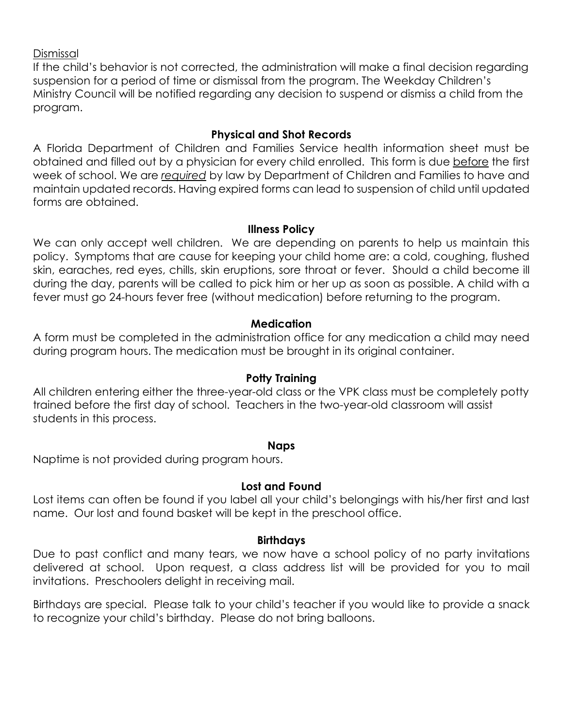Dismissal

If the child's behavior is not corrected, the administration will make a final decision regarding suspension for a period of time or dismissal from the program. The Weekday Children's Ministry Council will be notified regarding any decision to suspend or dismiss a child from the program.

## Physical and Shot Records

A Florida Department of Children and Families Service health information sheet must be obtained and filled out by a physician for every child enrolled. This form is due before the first week of school. We are *required* by law by Department of Children and Families to have and maintain updated records. Having expired forms can lead to suspension of child until updated forms are obtained.

## Illness Policy

We can only accept well children. We are depending on parents to help us maintain this policy. Symptoms that are cause for keeping your child home are: a cold, coughing, flushed skin, earaches, red eyes, chills, skin eruptions, sore throat or fever. Should a child become ill during the day, parents will be called to pick him or her up as soon as possible. A child with a fever must go 24-hours fever free (without medication) before returning to the program.

## Medication

A form must be completed in the administration office for any medication a child may need during program hours. The medication must be brought in its original container.

## Potty Training

All children entering either the three-year-old class or the VPK class must be completely potty trained before the first day of school. Teachers in the two-year-old classroom will assist students in this process.

## Naps

Naptime is not provided during program hours.

## Lost and Found

Lost items can often be found if you label all your child's belongings with his/her first and last name. Our lost and found basket will be kept in the preschool office.

## Birthdays

Due to past conflict and many tears, we now have a school policy of no party invitations delivered at school. Upon request, a class address list will be provided for you to mail invitations. Preschoolers delight in receiving mail.

Birthdays are special. Please talk to your child's teacher if you would like to provide a snack to recognize your child's birthday. Please do not bring balloons.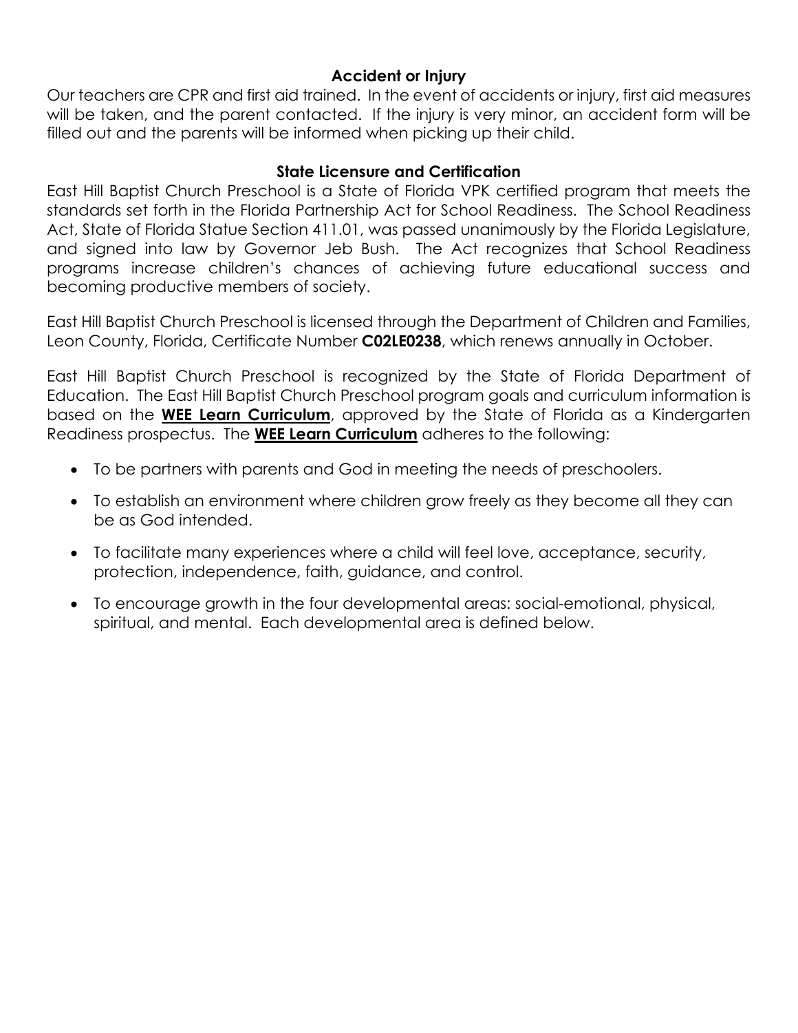## Accident or Injury

Our teachers are CPR and first aid trained. In the event of accidents or injury, first aid measures will be taken, and the parent contacted. If the injury is very minor, an accident form will be filled out and the parents will be informed when picking up their child.

## State Licensure and Certification

East Hill Baptist Church Preschool is a State of Florida VPK certified program that meets the standards set forth in the Florida Partnership Act for School Readiness. The School Readiness Act, State of Florida Statue Section 411.01, was passed unanimously by the Florida Legislature, and signed into law by Governor Jeb Bush. The Act recognizes that School Readiness programs increase children's chances of achieving future educational success and becoming productive members of society.

East Hill Baptist Church Preschool is licensed through the Department of Children and Families, Leon County, Florida, Certificate Number **C02LE0238**, which renews annually in October.

East Hill Baptist Church Preschool is recognized by the State of Florida Department of Education. The East Hill Baptist Church Preschool program goals and curriculum information is based on the **WEE Learn Curriculum**, approved by the State of Florida as a Kindergarten Readiness prospectus. The **WEE Learn Curriculum** adheres to the following:

- To be partners with parents and God in meeting the needs of preschoolers.
- To establish an environment where children grow freely as they become all they can be as God intended.
- To facilitate many experiences where a child will feel love, acceptance, security, protection, independence, faith, guidance, and control.
- To encourage growth in the four developmental areas: social-emotional, physical, spiritual, and mental. Each developmental area is defined below.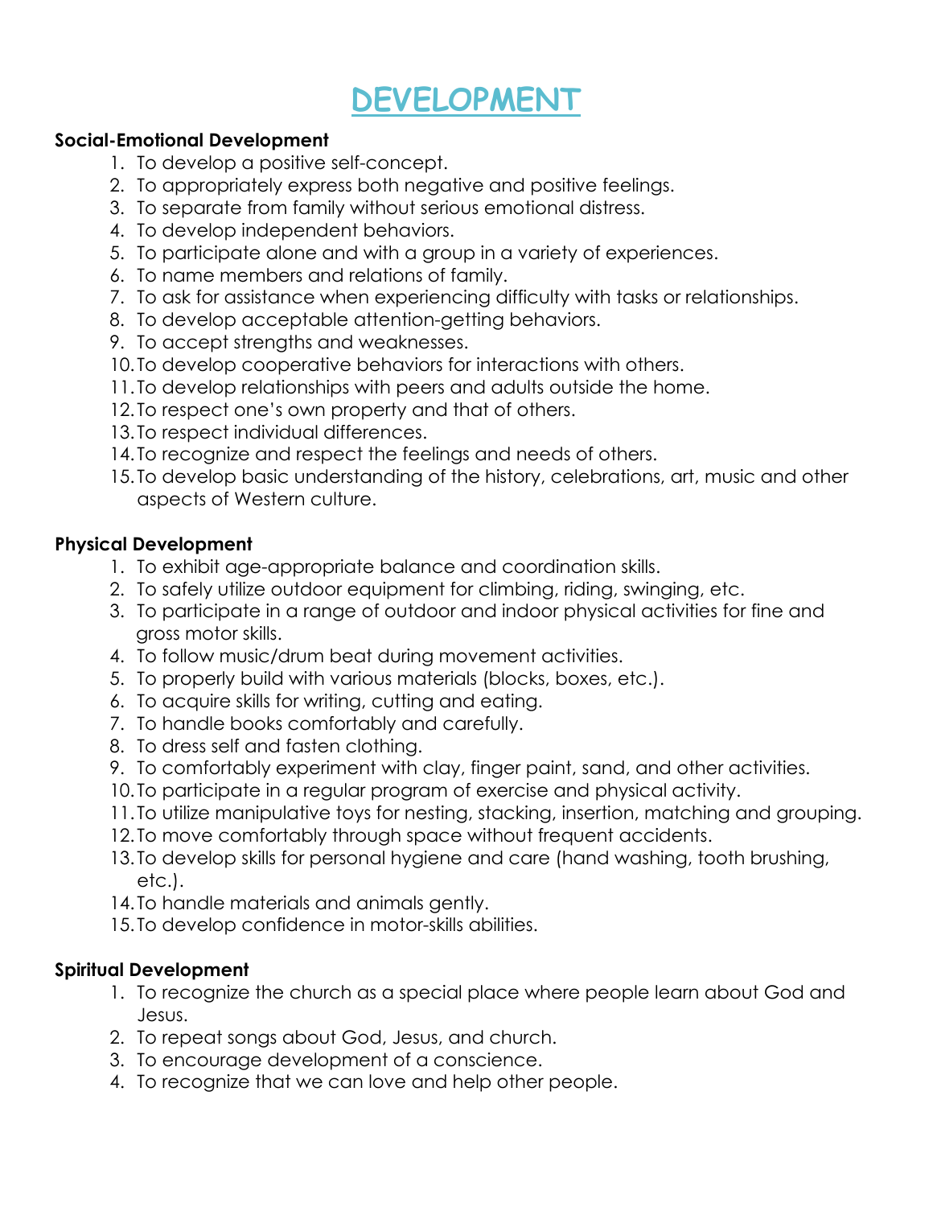# DEVELOPMENT

**Social-Emotional Development**

1. To develop a positive self-concept.
2. To appropriately express both negative and positive feelings.
3. To separate from family without serious emotional distress.
4. To develop independent behaviors.
5. To participate alone and with a group in a variety of experiences.
6. To name members and relations of family.
7. To ask for assistance when experiencing difficulty with tasks or relationships.
8. To develop acceptable attention-getting behaviors.
9. To accept strengths and weaknesses.
10. To develop cooperative behaviors for interactions with others.
11. To develop relationships with peers and adults outside the home.
12. To respect one's own property and that of others.
13. To respect individual differences.
14. To recognize and respect the feelings and needs of others.
15. To develop basic understanding of the history, celebrations, art, music and other aspects of Western culture.

**Physical Development**

1. To exhibit age-appropriate balance and coordination skills.
2. To safely utilize outdoor equipment for climbing, riding, swinging, etc.
3. To participate in a range of outdoor and indoor physical activities for fine and gross motor skills.
4. To follow music/drum beat during movement activities.
5. To properly build with various materials (blocks, boxes, etc.).
6. To acquire skills for writing, cutting and eating.
7. To handle books comfortably and carefully.
8. To dress self and fasten clothing.
9. To comfortably experiment with clay, finger paint, sand, and other activities.
10. To participate in a regular program of exercise and physical activity.
11. To utilize manipulative toys for nesting, stacking, insertion, matching and grouping.
12. To move comfortably through space without frequent accidents.
13. To develop skills for personal hygiene and care (hand washing, tooth brushing, etc.).
14. To handle materials and animals gently.
15. To develop confidence in motor-skills abilities.

**Spiritual Development**

1. To recognize the church as a special place where people learn about God and Jesus.
2. To repeat songs about God, Jesus, and church.
3. To encourage development of a conscience.
4. To recognize that we can love and help other people.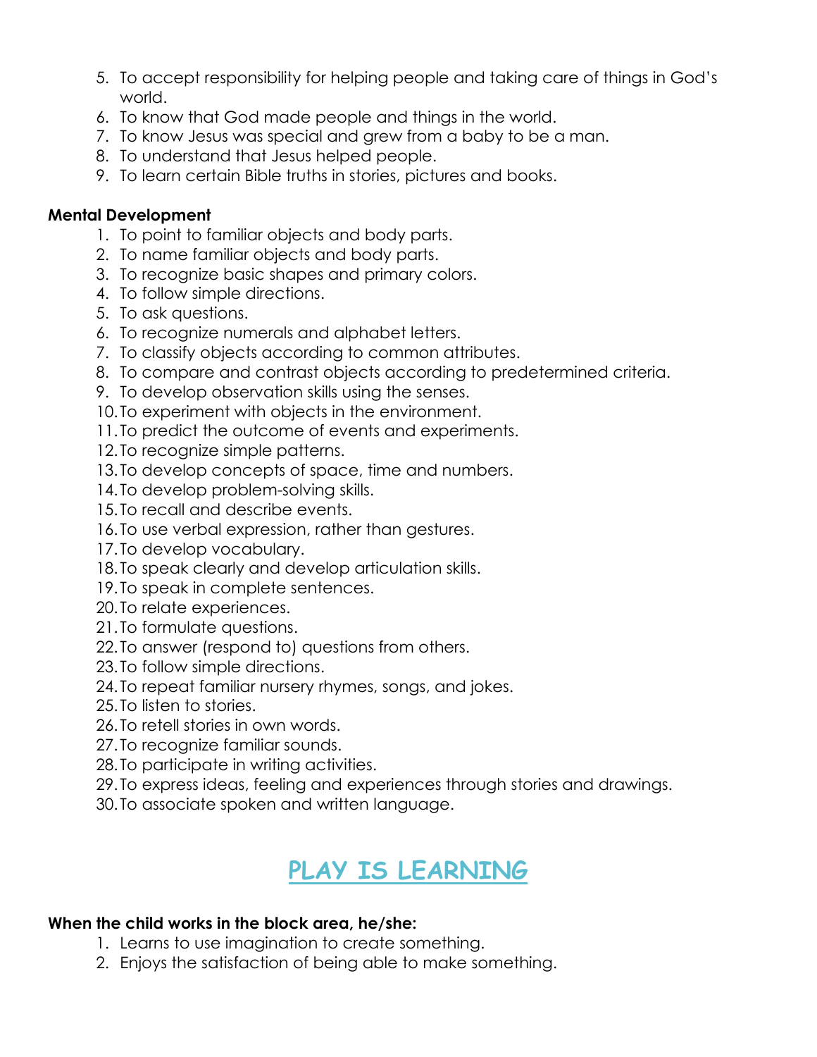5. To accept responsibility for helping people and taking care of things in God's world.
6. To know that God made people and things in the world.
7. To know Jesus was special and grew from a baby to be a man.
8. To understand that Jesus helped people.
9. To learn certain Bible truths in stories, pictures and books.

**Mental Development**

1. To point to familiar objects and body parts.
2. To name familiar objects and body parts.
3. To recognize basic shapes and primary colors.
4. To follow simple directions.
5. To ask questions.
6. To recognize numerals and alphabet letters.
7. To classify objects according to common attributes.
8. To compare and contrast objects according to predetermined criteria.
9. To develop observation skills using the senses.
10. To experiment with objects in the environment.
11. To predict the outcome of events and experiments.
12. To recognize simple patterns.
13. To develop concepts of space, time and numbers.
14. To develop problem-solving skills.
15. To recall and describe events.
16. To use verbal expression, rather than gestures.
17. To develop vocabulary.
18. To speak clearly and develop articulation skills.
19. To speak in complete sentences.
20. To relate experiences.
21. To formulate questions.
22. To answer (respond to) questions from others.
23. To follow simple directions.
24. To repeat familiar nursery rhymes, songs, and jokes.
25. To listen to stories.
26. To retell stories in own words.
27. To recognize familiar sounds.
28. To participate in writing activities.
29. To express ideas, feeling and experiences through stories and drawings.
30. To associate spoken and written language.

# PLAY IS LEARNING

**When the child works in the block area, he/she:**

1. Learns to use imagination to create something.
2. Enjoys the satisfaction of being able to make something.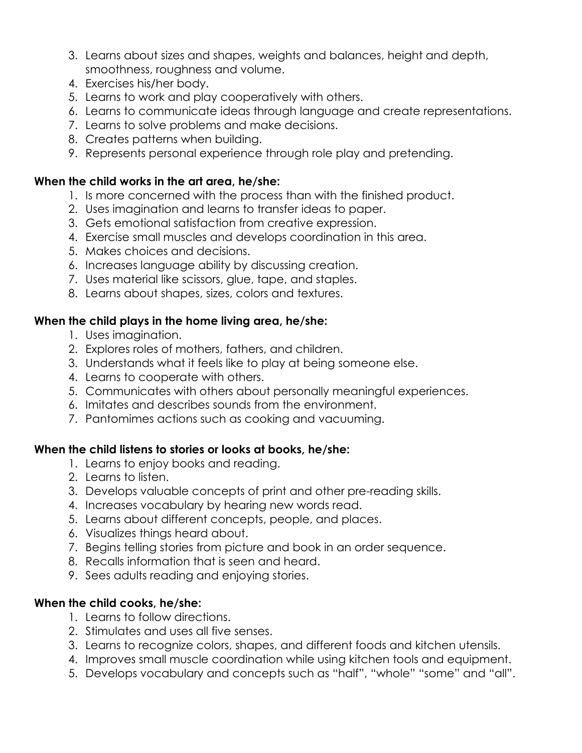3. Learns about sizes and shapes, weights and balances, height and depth, smoothness, roughness and volume.
4. Exercises his/her body.
5. Learns to work and play cooperatively with others.
6. Learns to communicate ideas through language and create representations.
7. Learns to solve problems and make decisions.
8. Creates patterns when building.
9. Represents personal experience through role play and pretending.

**When the child works in the art area, he/she:**

1. Is more concerned with the process than with the finished product.
2. Uses imagination and learns to transfer ideas to paper.
3. Gets emotional satisfaction from creative expression.
4. Exercise small muscles and develops coordination in this area.
5. Makes choices and decisions.
6. Increases language ability by discussing creation.
7. Uses material like scissors, glue, tape, and staples.
8. Learns about shapes, sizes, colors and textures.

**When the child plays in the home living area, he/she:**

1. Uses imagination.
2. Explores roles of mothers, fathers, and children.
3. Understands what it feels like to play at being someone else.
4. Learns to cooperate with others.
5. Communicates with others about personally meaningful experiences.
6. Imitates and describes sounds from the environment.
7. Pantomimes actions such as cooking and vacuuming.

**When the child listens to stories or looks at books, he/she:**

1. Learns to enjoy books and reading.
2. Learns to listen.
3. Develops valuable concepts of print and other pre-reading skills.
4. Increases vocabulary by hearing new words read.
5. Learns about different concepts, people, and places.
6. Visualizes things heard about.
7. Begins telling stories from picture and book in an order sequence.
8. Recalls information that is seen and heard.
9. Sees adults reading and enjoying stories.

**When the child cooks, he/she:**

1. Learns to follow directions.
2. Stimulates and uses all five senses.
3. Learns to recognize colors, shapes, and different foods and kitchen utensils.
4. Improves small muscle coordination while using kitchen tools and equipment.
5. Develops vocabulary and concepts such as "half", "whole" "some" and "all".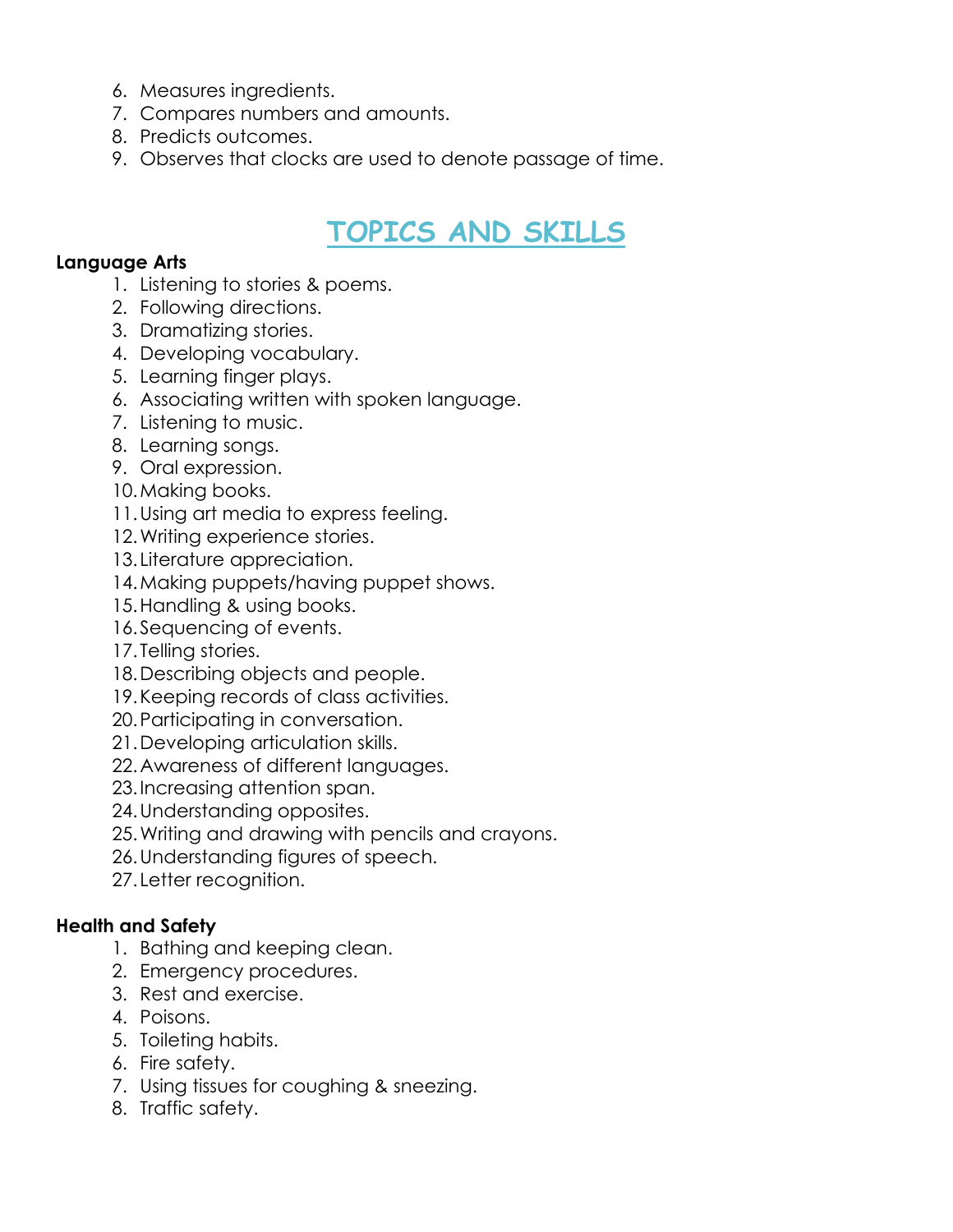6. Measures ingredients.
7. Compares numbers and amounts.
8. Predicts outcomes.
9. Observes that clocks are used to denote passage of time.

## TOPICS AND SKILLS

**Language Arts**

1. Listening to stories & poems.
2. Following directions.
3. Dramatizing stories.
4. Developing vocabulary.
5. Learning finger plays.
6. Associating written with spoken language.
7. Listening to music.
8. Learning songs.
9. Oral expression.
10. Making books.
11. Using art media to express feeling.
12. Writing experience stories.
13. Literature appreciation.
14. Making puppets/having puppet shows.
15. Handling & using books.
16. Sequencing of events.
17. Telling stories.
18. Describing objects and people.
19. Keeping records of class activities.
20. Participating in conversation.
21. Developing articulation skills.
22. Awareness of different languages.
23. Increasing attention span.
24. Understanding opposites.
25. Writing and drawing with pencils and crayons.
26. Understanding figures of speech.
27. Letter recognition.

**Health and Safety**

1. Bathing and keeping clean.
2. Emergency procedures.
3. Rest and exercise.
4. Poisons.
5. Toileting habits.
6. Fire safety.
7. Using tissues for coughing & sneezing.
8. Traffic safety.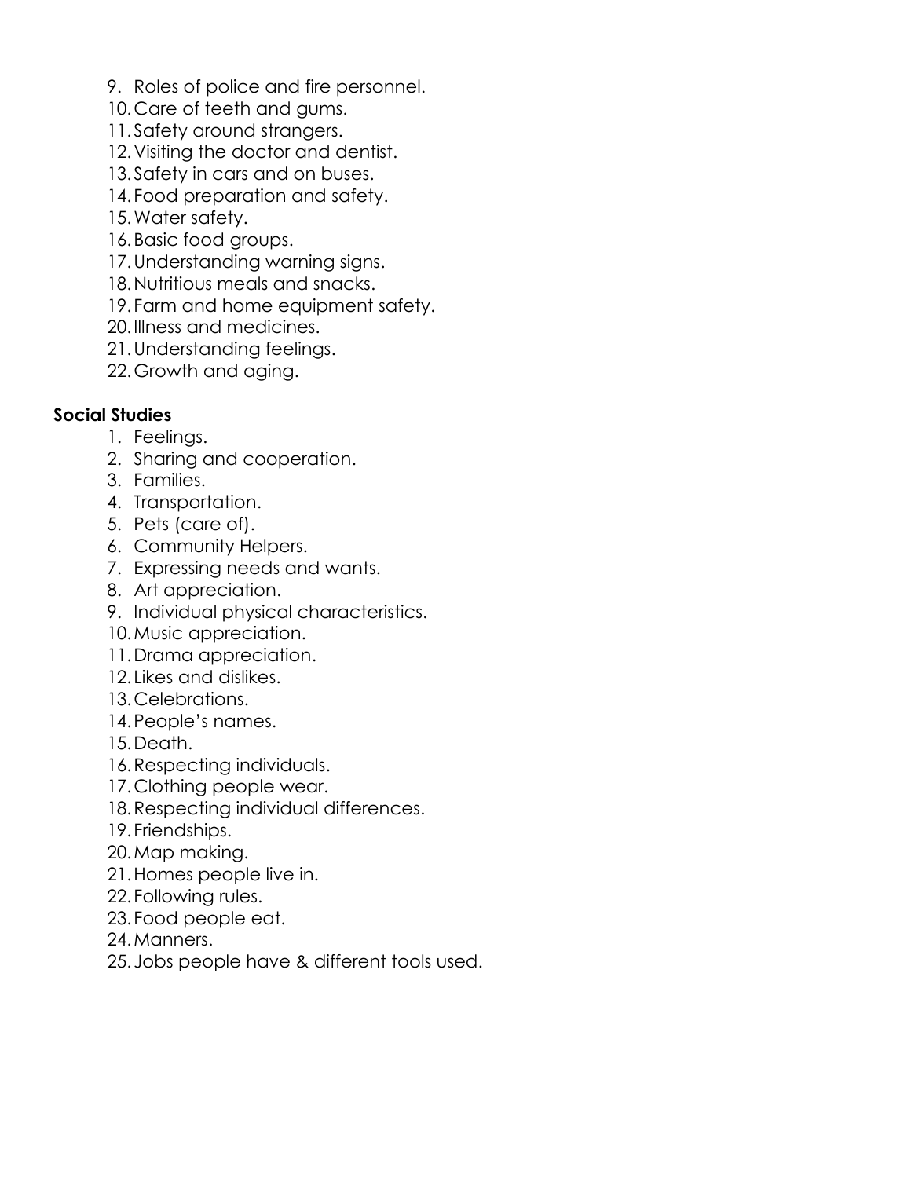9. Roles of police and fire personnel.
10. Care of teeth and gums.
11. Safety around strangers.
12. Visiting the doctor and dentist.
13. Safety in cars and on buses.
14. Food preparation and safety.
15. Water safety.
16. Basic food groups.
17. Understanding warning signs.
18. Nutritious meals and snacks.
19. Farm and home equipment safety.
20. Illness and medicines.
21. Understanding feelings.
22. Growth and aging.

**Social Studies**

1. Feelings.
2. Sharing and cooperation.
3. Families.
4. Transportation.
5. Pets (care of).
6. Community Helpers.
7. Expressing needs and wants.
8. Art appreciation.
9. Individual physical characteristics.
10. Music appreciation.
11. Drama appreciation.
12. Likes and dislikes.
13. Celebrations.
14. People's names.
15. Death.
16. Respecting individuals.
17. Clothing people wear.
18. Respecting individual differences.
19. Friendships.
20. Map making.
21. Homes people live in.
22. Following rules.
23. Food people eat.
24. Manners.
25. Jobs people have & different tools used.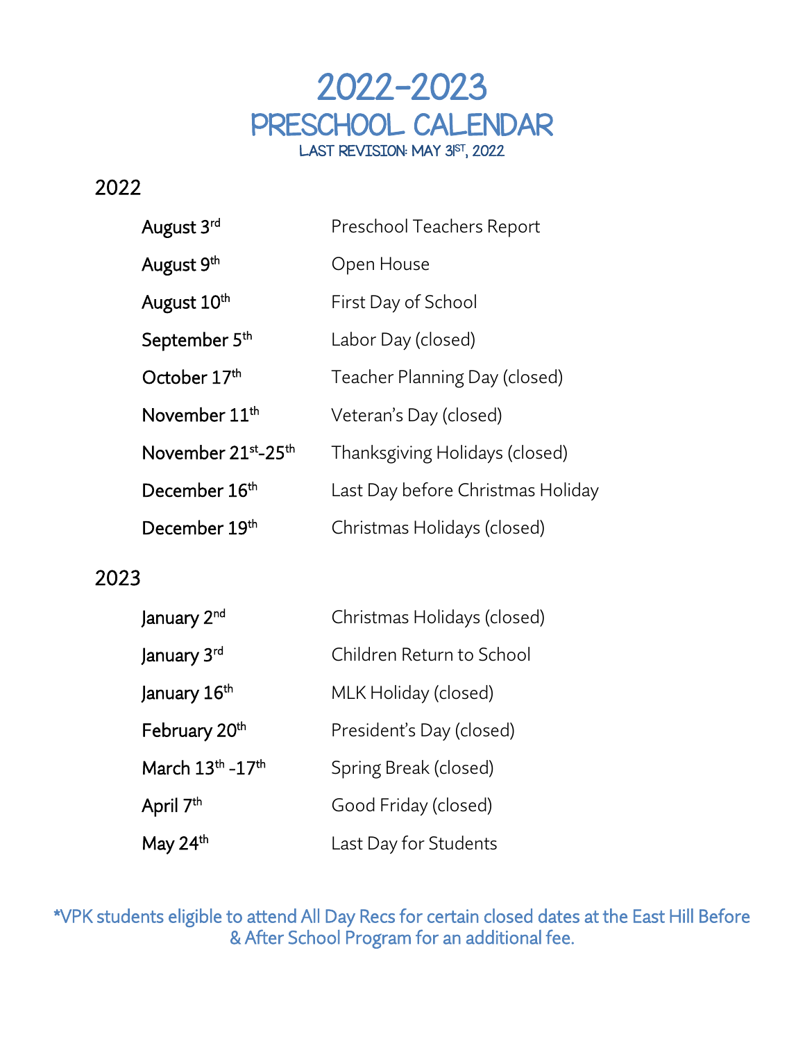# 2022-2023
# PRESCHOOL CALENDAR

LAST REVISION: MAY 31ST, 2022

## 2022

| | |
|---|---|
| August 3rd | Preschool Teachers Report |
| August 9th | Open House |
| August 10th | First Day of School |
| September 5th | Labor Day (closed) |
| October 17th | Teacher Planning Day (closed) |
| November 11th | Veteran's Day (closed) |
| November 21st-25th | Thanksgiving Holidays (closed) |
| December 16th | Last Day before Christmas Holiday |
| December 19th | Christmas Holidays (closed) |

## 2023

| | |
|---|---|
| January 2nd | Christmas Holidays (closed) |
| January 3rd | Children Return to School |
| January 16th | MLK Holiday (closed) |
| February 20th | President's Day (closed) |
| March 13th -17th | Spring Break (closed) |
| April 7th | Good Friday (closed) |
| May 24th | Last Day for Students |

*VPK students eligible to attend All Day Recs for certain closed dates at the East Hill Before & After School Program for an additional fee.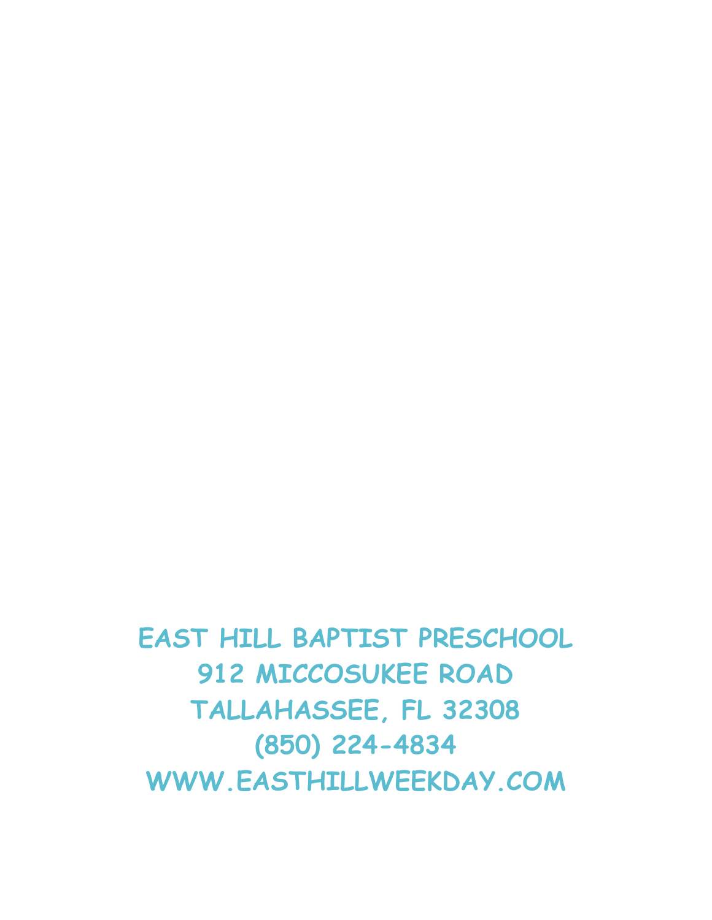**EAST HILL BAPTIST PRESCHOOL**
**912 MICCOSUKEE ROAD**
**TALLAHASSEE, FL 32308**
**(850) 224-4834**
**WWW.EASTHILLWEEKDAY.COM**